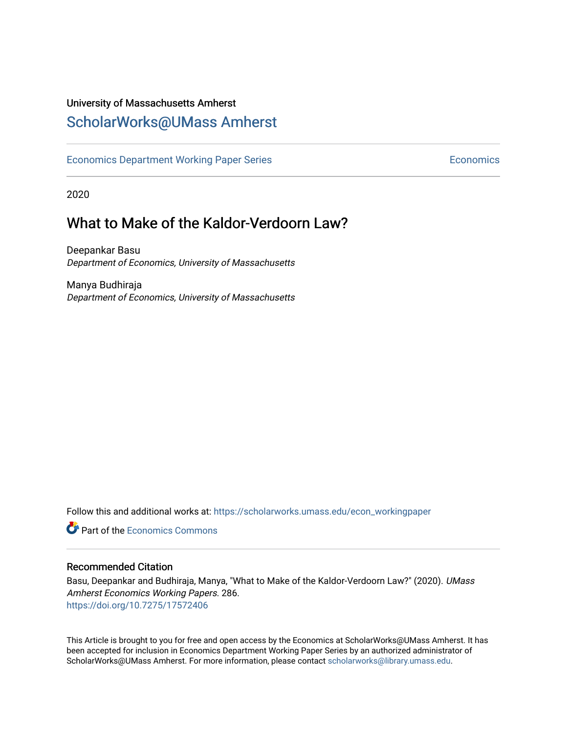University of Massachusetts Amherst

# ScholarWorks@UMass Amherst

Economics Department Working Paper Series | Economics

2020

## What to Make of the Kaldor-Verdoorn Law?

Deepankar Basu
*Department of Economics, University of Massachusetts*

Manya Budhiraja
*Department of Economics, University of Massachusetts*

Follow this and additional works at: https://scholarworks.umass.edu/econ_workingpaper

Part of the Economics Commons

### Recommended Citation

Basu, Deepankar and Budhiraja, Manya, "What to Make of the Kaldor-Verdoorn Law?" (2020). *UMass Amherst Economics Working Papers*. 286.
https://doi.org/10.7275/17572406

This Article is brought to you for free and open access by the Economics at ScholarWorks@UMass Amherst. It has been accepted for inclusion in Economics Department Working Paper Series by an authorized administrator of ScholarWorks@UMass Amherst. For more information, please contact scholarworks@library.umass.edu.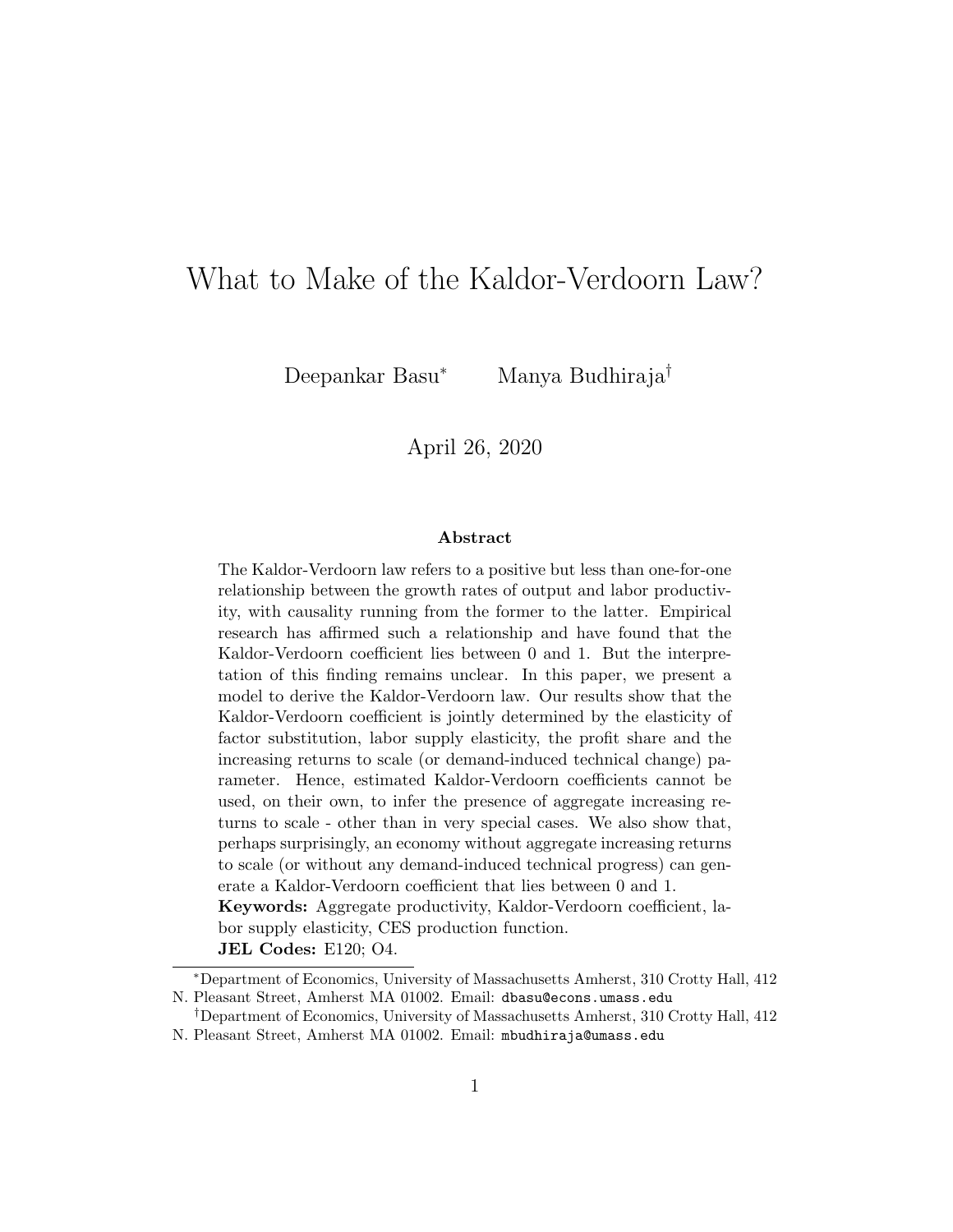# What to Make of the Kaldor-Verdoorn Law?

Deepankar Basu[*] Manya Budhiraja[†]

April 26, 2020

### Abstract

The Kaldor-Verdoorn law refers to a positive but less than one-for-one relationship between the growth rates of output and labor productivity, with causality running from the former to the latter. Empirical research has affirmed such a relationship and have found that the Kaldor-Verdoorn coefficient lies between 0 and 1. But the interpretation of this finding remains unclear. In this paper, we present a model to derive the Kaldor-Verdoorn law. Our results show that the Kaldor-Verdoorn coefficient is jointly determined by the elasticity of factor substitution, labor supply elasticity, the profit share and the increasing returns to scale (or demand-induced technical change) parameter. Hence, estimated Kaldor-Verdoorn coefficients cannot be used, on their own, to infer the presence of aggregate increasing returns to scale - other than in very special cases. We also show that, perhaps surprisingly, an economy without aggregate increasing returns to scale (or without any demand-induced technical progress) can generate a Kaldor-Verdoorn coefficient that lies between 0 and 1.

**Keywords:** Aggregate productivity, Kaldor-Verdoorn coefficient, labor supply elasticity, CES production function.

**JEL Codes:** E120; O4.

---

[*] Department of Economics, University of Massachusetts Amherst, 310 Crotty Hall, 412 N. Pleasant Street, Amherst MA 01002. Email: dbasu@econs.umass.edu

[†] Department of Economics, University of Massachusetts Amherst, 310 Crotty Hall, 412 N. Pleasant Street, Amherst MA 01002. Email: mbudhiraja@umass.edu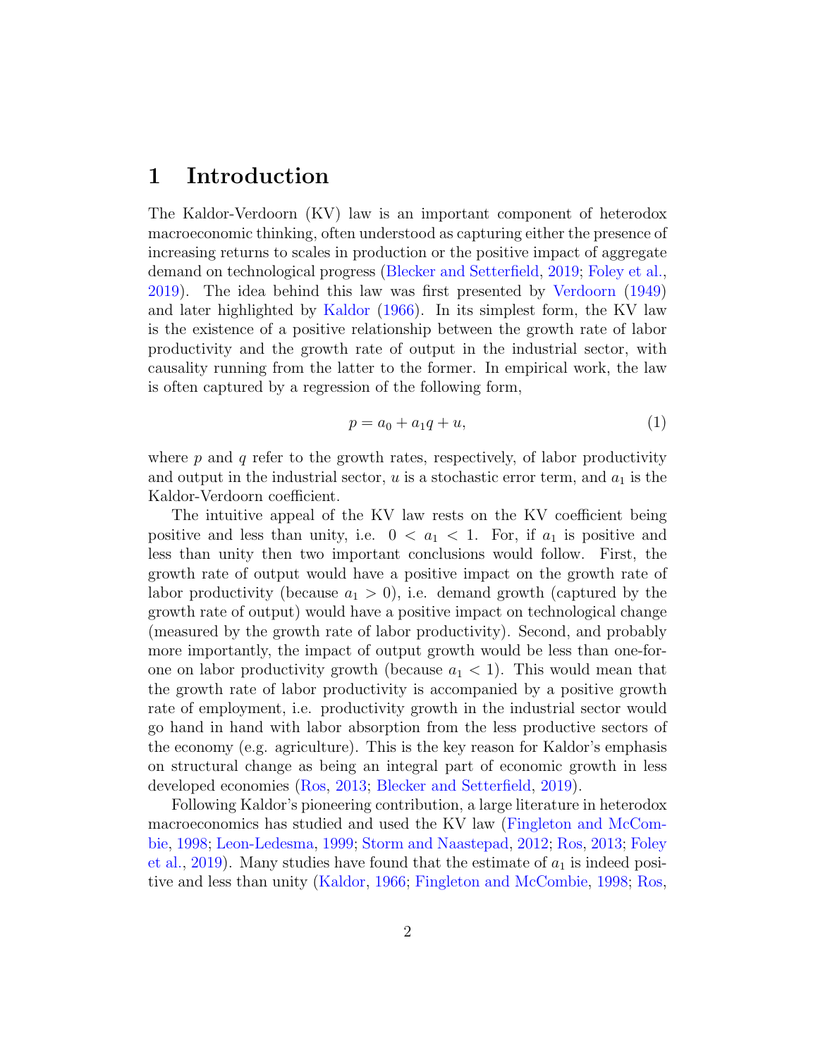# 1 Introduction

The Kaldor-Verdoorn (KV) law is an important component of heterodox macroeconomic thinking, often understood as capturing either the presence of increasing returns to scales in production or the positive impact of aggregate demand on technological progress (Blecker and Setterfield, 2019; Foley et al., 2019). The idea behind this law was first presented by Verdoorn (1949) and later highlighted by Kaldor (1966). In its simplest form, the KV law is the existence of a positive relationship between the growth rate of labor productivity and the growth rate of output in the industrial sector, with causality running from the latter to the former. In empirical work, the law is often captured by a regression of the following form,

$$p = a_0 + a_1 q + u, \tag{1}$$

where $p$ and $q$ refer to the growth rates, respectively, of labor productivity and output in the industrial sector, $u$ is a stochastic error term, and $a_1$ is the Kaldor-Verdoorn coefficient.

The intuitive appeal of the KV law rests on the KV coefficient being positive and less than unity, i.e. $0 < a_1 < 1$. For, if $a_1$ is positive and less than unity then two important conclusions would follow. First, the growth rate of output would have a positive impact on the growth rate of labor productivity (because $a_1 > 0$), i.e. demand growth (captured by the growth rate of output) would have a positive impact on technological change (measured by the growth rate of labor productivity). Second, and probably more importantly, the impact of output growth would be less than one-for-one on labor productivity growth (because $a_1 < 1$). This would mean that the growth rate of labor productivity is accompanied by a positive growth rate of employment, i.e. productivity growth in the industrial sector would go hand in hand with labor absorption from the less productive sectors of the economy (e.g. agriculture). This is the key reason for Kaldor's emphasis on structural change as being an integral part of economic growth in less developed economies (Ros, 2013; Blecker and Setterfield, 2019).

Following Kaldor's pioneering contribution, a large literature in heterodox macroeconomics has studied and used the KV law (Fingleton and McCombie, 1998; Leon-Ledesma, 1999; Storm and Naastepad, 2012; Ros, 2013; Foley et al., 2019). Many studies have found that the estimate of $a_1$ is indeed positive and less than unity (Kaldor, 1966; Fingleton and McCombie, 1998; Ros,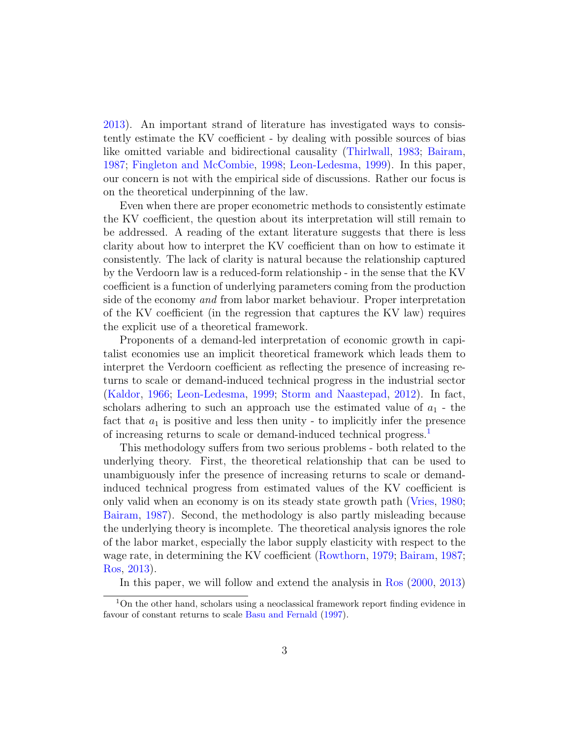2013). An important strand of literature has investigated ways to consistently estimate the KV coefficient - by dealing with possible sources of bias like omitted variable and bidirectional causality (Thirlwall, 1983; Bairam, 1987; Fingleton and McCombie, 1998; Leon-Ledesma, 1999). In this paper, our concern is not with the empirical side of discussions. Rather our focus is on the theoretical underpinning of the law.

Even when there are proper econometric methods to consistently estimate the KV coefficient, the question about its interpretation will still remain to be addressed. A reading of the extant literature suggests that there is less clarity about how to interpret the KV coefficient than on how to estimate it consistently. The lack of clarity is natural because the relationship captured by the Verdoorn law is a reduced-form relationship - in the sense that the KV coefficient is a function of underlying parameters coming from the production side of the economy *and* from labor market behaviour. Proper interpretation of the KV coefficient (in the regression that captures the KV law) requires the explicit use of a theoretical framework.

Proponents of a demand-led interpretation of economic growth in capitalist economies use an implicit theoretical framework which leads them to interpret the Verdoorn coefficient as reflecting the presence of increasing returns to scale or demand-induced technical progress in the industrial sector (Kaldor, 1966; Leon-Ledesma, 1999; Storm and Naastepad, 2012). In fact, scholars adhering to such an approach use the estimated value of $a_1$ - the fact that $a_1$ is positive and less then unity - to implicitly infer the presence of increasing returns to scale or demand-induced technical progress.[1]

This methodology suffers from two serious problems - both related to the underlying theory. First, the theoretical relationship that can be used to unambiguously infer the presence of increasing returns to scale or demand-induced technical progress from estimated values of the KV coefficient is only valid when an economy is on its steady state growth path (Vries, 1980; Bairam, 1987). Second, the methodology is also partly misleading because the underlying theory is incomplete. The theoretical analysis ignores the role of the labor market, especially the labor supply elasticity with respect to the wage rate, in determining the KV coefficient (Rowthorn, 1979; Bairam, 1987; Ros, 2013).

In this paper, we will follow and extend the analysis in Ros (2000, 2013)

[1]On the other hand, scholars using a neoclassical framework report finding evidence in favour of constant returns to scale Basu and Fernald (1997).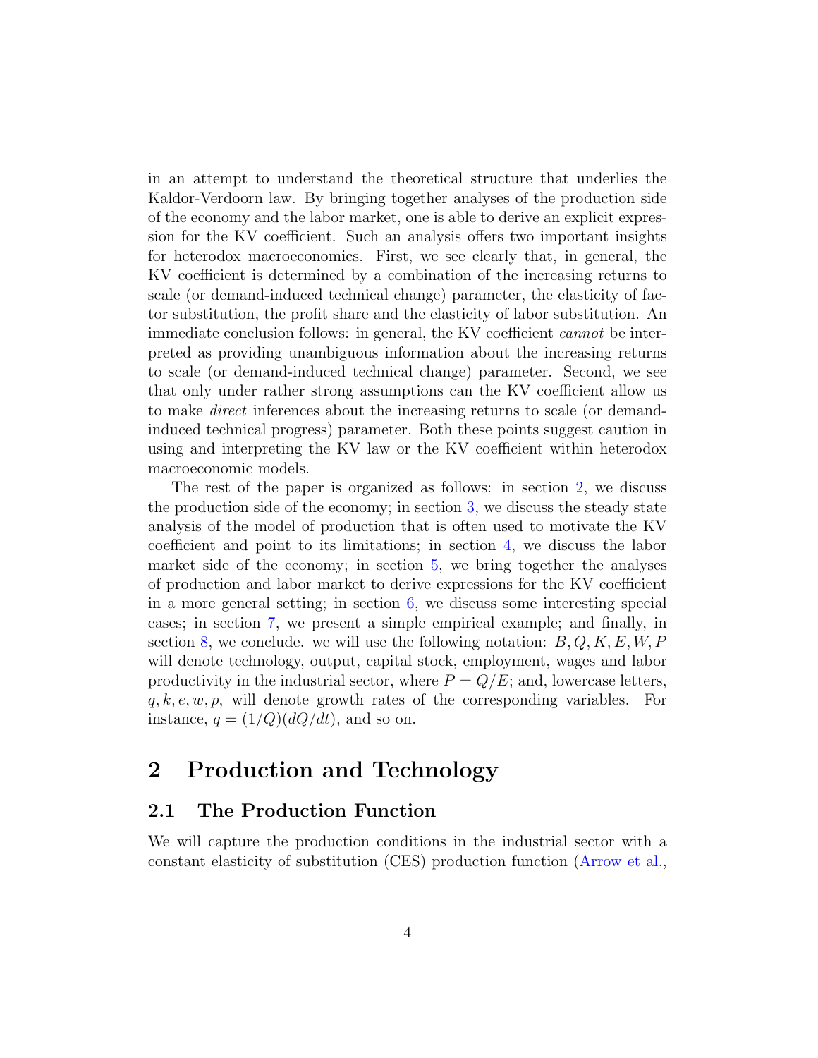in an attempt to understand the theoretical structure that underlies the Kaldor-Verdoorn law. By bringing together analyses of the production side of the economy and the labor market, one is able to derive an explicit expression for the KV coefficient. Such an analysis offers two important insights for heterodox macroeconomics. First, we see clearly that, in general, the KV coefficient is determined by a combination of the increasing returns to scale (or demand-induced technical change) parameter, the elasticity of factor substitution, the profit share and the elasticity of labor substitution. An immediate conclusion follows: in general, the KV coefficient *cannot* be interpreted as providing unambiguous information about the increasing returns to scale (or demand-induced technical change) parameter. Second, we see that only under rather strong assumptions can the KV coefficient allow us to make *direct* inferences about the increasing returns to scale (or demand-induced technical progress) parameter. Both these points suggest caution in using and interpreting the KV law or the KV coefficient within heterodox macroeconomic models.

The rest of the paper is organized as follows: in section 2, we discuss the production side of the economy; in section 3, we discuss the steady state analysis of the model of production that is often used to motivate the KV coefficient and point to its limitations; in section 4, we discuss the labor market side of the economy; in section 5, we bring together the analyses of production and labor market to derive expressions for the KV coefficient in a more general setting; in section 6, we discuss some interesting special cases; in section 7, we present a simple empirical example; and finally, in section 8, we conclude. we will use the following notation: $B, Q, K, E, W, P$ will denote technology, output, capital stock, employment, wages and labor productivity in the industrial sector, where $P = Q/E$; and, lowercase letters, $q, k, e, w, p$, will denote growth rates of the corresponding variables. For instance, $q = (1/Q)(dQ/dt)$, and so on.

# 2 Production and Technology

## 2.1 The Production Function

We will capture the production conditions in the industrial sector with a constant elasticity of substitution (CES) production function (Arrow et al.,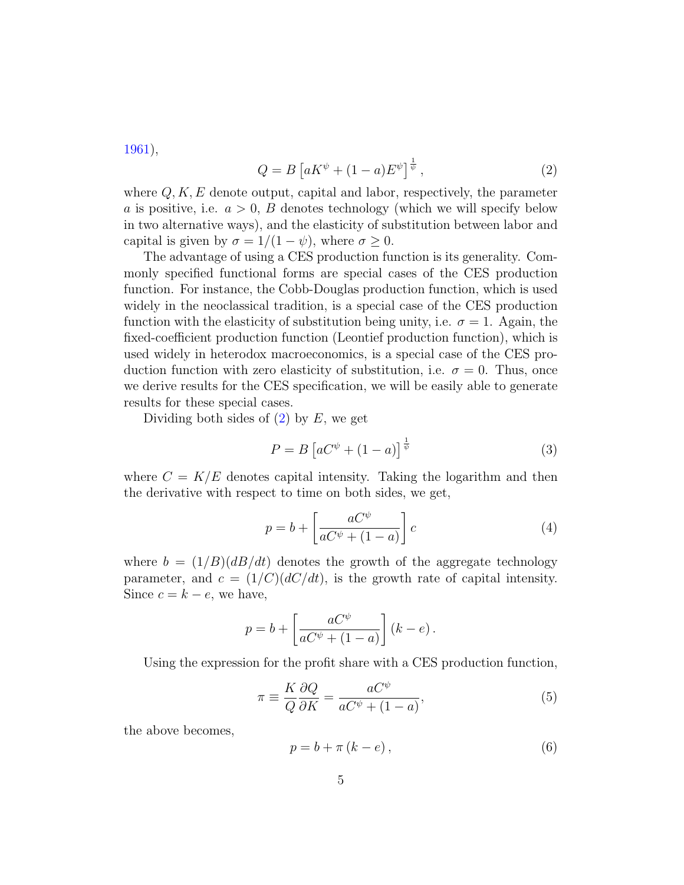1961),

$$Q = B\left[aK^{\psi} + (1-a)E^{\psi}\right]^{\frac{1}{\psi}}, \tag{2}$$

where $Q, K, E$ denote output, capital and labor, respectively, the parameter $a$ is positive, i.e. $a > 0$, $B$ denotes technology (which we will specify below in two alternative ways), and the elasticity of substitution between labor and capital is given by $\sigma = 1/(1-\psi)$, where $\sigma \geq 0$.

The advantage of using a CES production function is its generality. Commonly specified functional forms are special cases of the CES production function. For instance, the Cobb-Douglas production function, which is used widely in the neoclassical tradition, is a special case of the CES production function with the elasticity of substitution being unity, i.e. $\sigma = 1$. Again, the fixed-coefficient production function (Leontief production function), which is used widely in heterodox macroeconomics, is a special case of the CES production function with zero elasticity of substitution, i.e. $\sigma = 0$. Thus, once we derive results for the CES specification, we will be easily able to generate results for these special cases.

Dividing both sides of (2) by $E$, we get

$$P = B\left[aC^{\psi} + (1-a)\right]^{\frac{1}{\psi}} \tag{3}$$

where $C = K/E$ denotes capital intensity. Taking the logarithm and then the derivative with respect to time on both sides, we get,

$$p = b + \left[\frac{aC^{\psi}}{aC^{\psi} + (1-a)}\right] c \tag{4}$$

where $b = (1/B)(dB/dt)$ denotes the growth of the aggregate technology parameter, and $c = (1/C)(dC/dt)$, is the growth rate of capital intensity. Since $c = k - e$, we have,

$$p = b + \left[\frac{aC^{\psi}}{aC^{\psi} + (1-a)}\right](k - e).$$

Using the expression for the profit share with a CES production function,

$$\pi \equiv \frac{K}{Q}\frac{\partial Q}{\partial K} = \frac{aC^{\psi}}{aC^{\psi} + (1-a)}, \tag{5}$$

the above becomes,

$$p = b + \pi\,(k - e), \tag{6}$$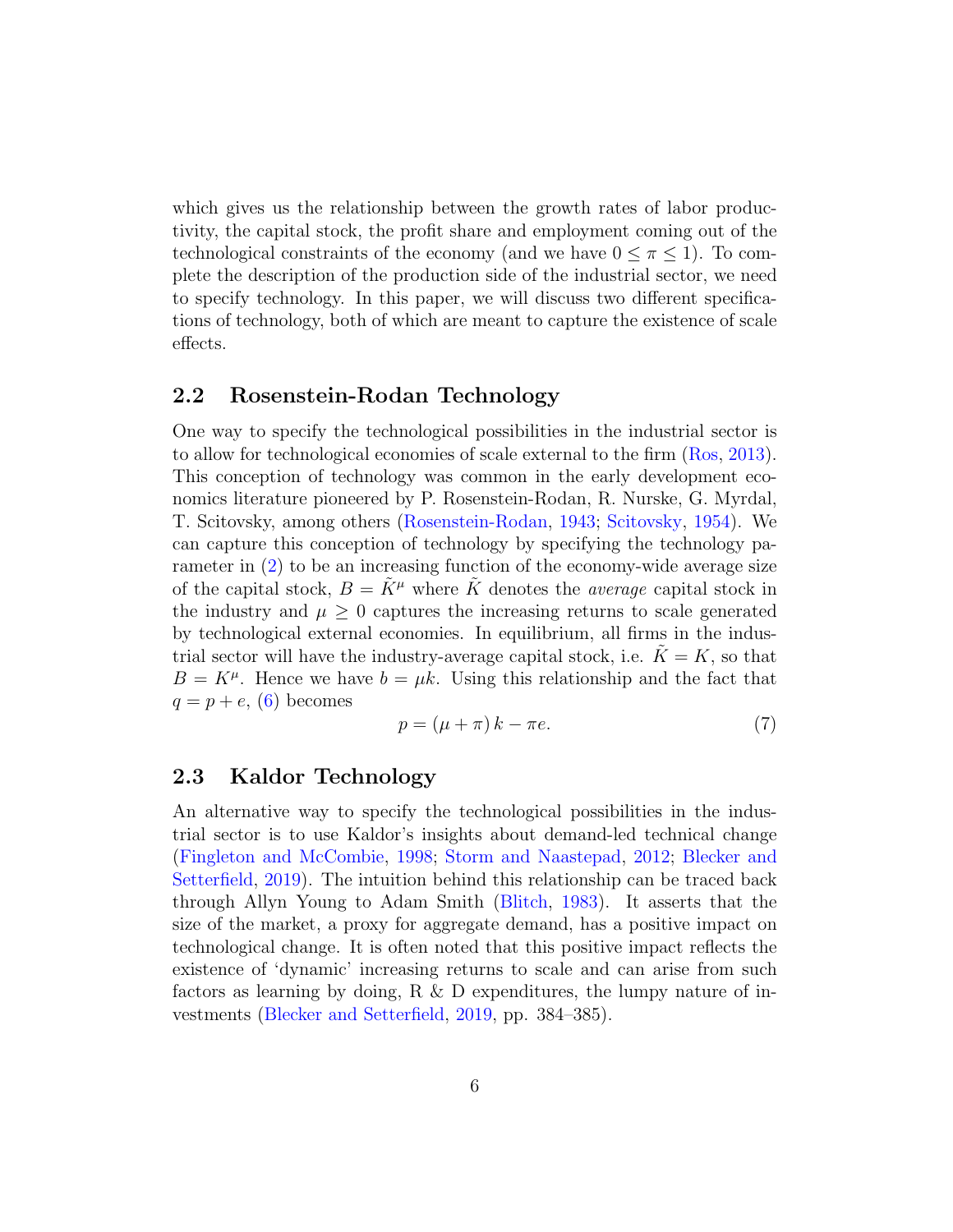which gives us the relationship between the growth rates of labor productivity, the capital stock, the profit share and employment coming out of the technological constraints of the economy (and we have $0 \leq \pi \leq 1$). To complete the description of the production side of the industrial sector, we need to specify technology. In this paper, we will discuss two different specifications of technology, both of which are meant to capture the existence of scale effects.

## 2.2 Rosenstein-Rodan Technology

One way to specify the technological possibilities in the industrial sector is to allow for technological economies of scale external to the firm (Ros, 2013). This conception of technology was common in the early development economics literature pioneered by P. Rosenstein-Rodan, R. Nurske, G. Myrdal, T. Scitovsky, among others (Rosenstein-Rodan, 1943; Scitovsky, 1954). We can capture this conception of technology by specifying the technology parameter in (2) to be an increasing function of the economy-wide average size of the capital stock, $B = \tilde{K}^{\mu}$ where $\tilde{K}$ denotes the *average* capital stock in the industry and $\mu \geq 0$ captures the increasing returns to scale generated by technological external economies. In equilibrium, all firms in the industrial sector will have the industry-average capital stock, i.e. $\tilde{K} = K$, so that $B = K^{\mu}$. Hence we have $b = \mu k$. Using this relationship and the fact that $q = p + e$, (6) becomes

$$p = (\mu + \pi)\, k - \pi e. \tag{7}$$

## 2.3 Kaldor Technology

An alternative way to specify the technological possibilities in the industrial sector is to use Kaldor's insights about demand-led technical change (Fingleton and McCombie, 1998; Storm and Naastepad, 2012; Blecker and Setterfield, 2019). The intuition behind this relationship can be traced back through Allyn Young to Adam Smith (Blitch, 1983). It asserts that the size of the market, a proxy for aggregate demand, has a positive impact on technological change. It is often noted that this positive impact reflects the existence of 'dynamic' increasing returns to scale and can arise from such factors as learning by doing, R & D expenditures, the lumpy nature of investments (Blecker and Setterfield, 2019, pp. 384–385).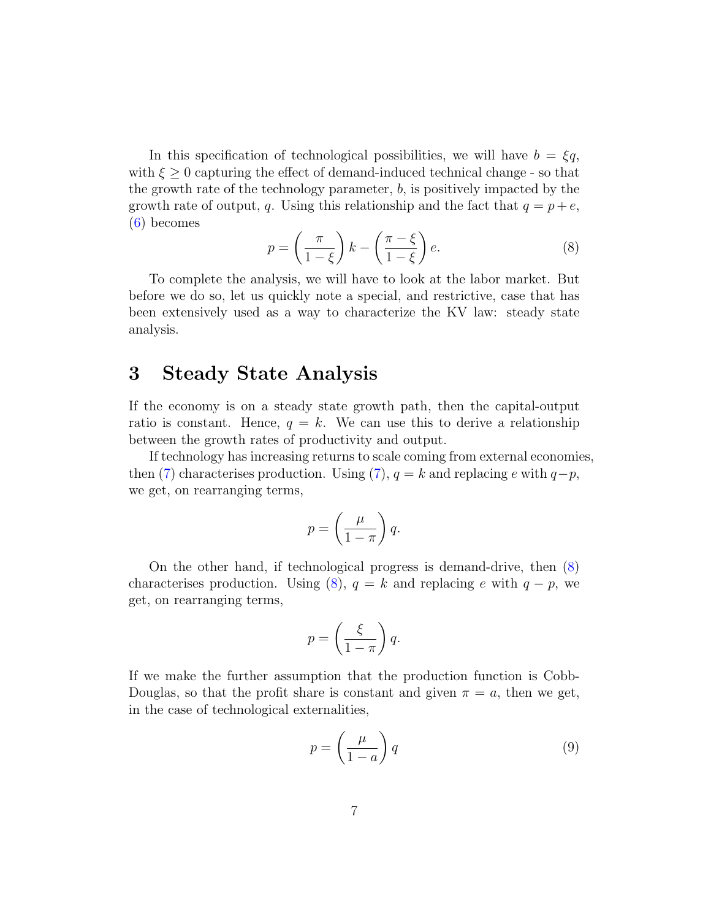In this specification of technological possibilities, we will have $b = \xi q$, with $\xi \geq 0$ capturing the effect of demand-induced technical change - so that the growth rate of the technology parameter, $b$, is positively impacted by the growth rate of output, $q$. Using this relationship and the fact that $q = p + e$, (6) becomes

$$p = \left(\frac{\pi}{1-\xi}\right) k - \left(\frac{\pi - \xi}{1-\xi}\right) e. \tag{8}$$

To complete the analysis, we will have to look at the labor market. But before we do so, let us quickly note a special, and restrictive, case that has been extensively used as a way to characterize the KV law: steady state analysis.

## 3 Steady State Analysis

If the economy is on a steady state growth path, then the capital-output ratio is constant. Hence, $q = k$. We can use this to derive a relationship between the growth rates of productivity and output.

If technology has increasing returns to scale coming from external economies, then (7) characterises production. Using (7), $q = k$ and replacing $e$ with $q-p$, we get, on rearranging terms,

$$p = \left(\frac{\mu}{1-\pi}\right) q.$$

On the other hand, if technological progress is demand-drive, then (8) characterises production. Using (8), $q = k$ and replacing $e$ with $q - p$, we get, on rearranging terms,

$$p = \left(\frac{\xi}{1-\pi}\right) q.$$

If we make the further assumption that the production function is Cobb-Douglas, so that the profit share is constant and given $\pi = a$, then we get, in the case of technological externalities,

$$p = \left(\frac{\mu}{1-a}\right) q \tag{9}$$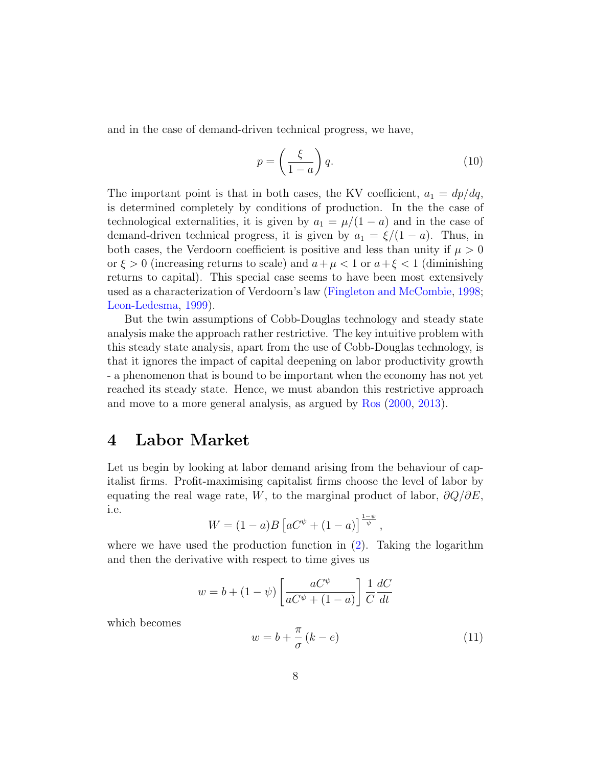and in the case of demand-driven technical progress, we have,

$$p = \left( \frac{\xi}{1-a} \right) q. \tag{10}$$

The important point is that in both cases, the KV coefficient, $a_1 = dp/dq$, is determined completely by conditions of production. In the the case of technological externalities, it is given by $a_1 = \mu/(1-a)$ and in the case of demand-driven technical progress, it is given by $a_1 = \xi/(1-a)$. Thus, in both cases, the Verdoorn coefficient is positive and less than unity if $\mu > 0$ or $\xi > 0$ (increasing returns to scale) and $a + \mu < 1$ or $a + \xi < 1$ (diminishing returns to capital). This special case seems to have been most extensively used as a characterization of Verdoorn's law (Fingleton and McCombie, 1998; Leon-Ledesma, 1999).

But the twin assumptions of Cobb-Douglas technology and steady state analysis make the approach rather restrictive. The key intuitive problem with this steady state analysis, apart from the use of Cobb-Douglas technology, is that it ignores the impact of capital deepening on labor productivity growth - a phenomenon that is bound to be important when the economy has not yet reached its steady state. Hence, we must abandon this restrictive approach and move to a more general analysis, as argued by Ros (2000, 2013).

# 4 Labor Market

Let us begin by looking at labor demand arising from the behaviour of capitalist firms. Profit-maximising capitalist firms choose the level of labor by equating the real wage rate, $W$, to the marginal product of labor, $\partial Q/\partial E$, i.e.

$$W = (1-a)B\left[aC^{\psi} + (1-a)\right]^{\frac{1-\psi}{\psi}},$$

where we have used the production function in (2). Taking the logarithm and then the derivative with respect to time gives us

$$w = b + (1-\psi)\left[\frac{aC^{\psi}}{aC^{\psi} + (1-a)}\right]\frac{1}{C}\frac{dC}{dt}$$

which becomes

$$w = b + \frac{\pi}{\sigma}(k - e) \tag{11}$$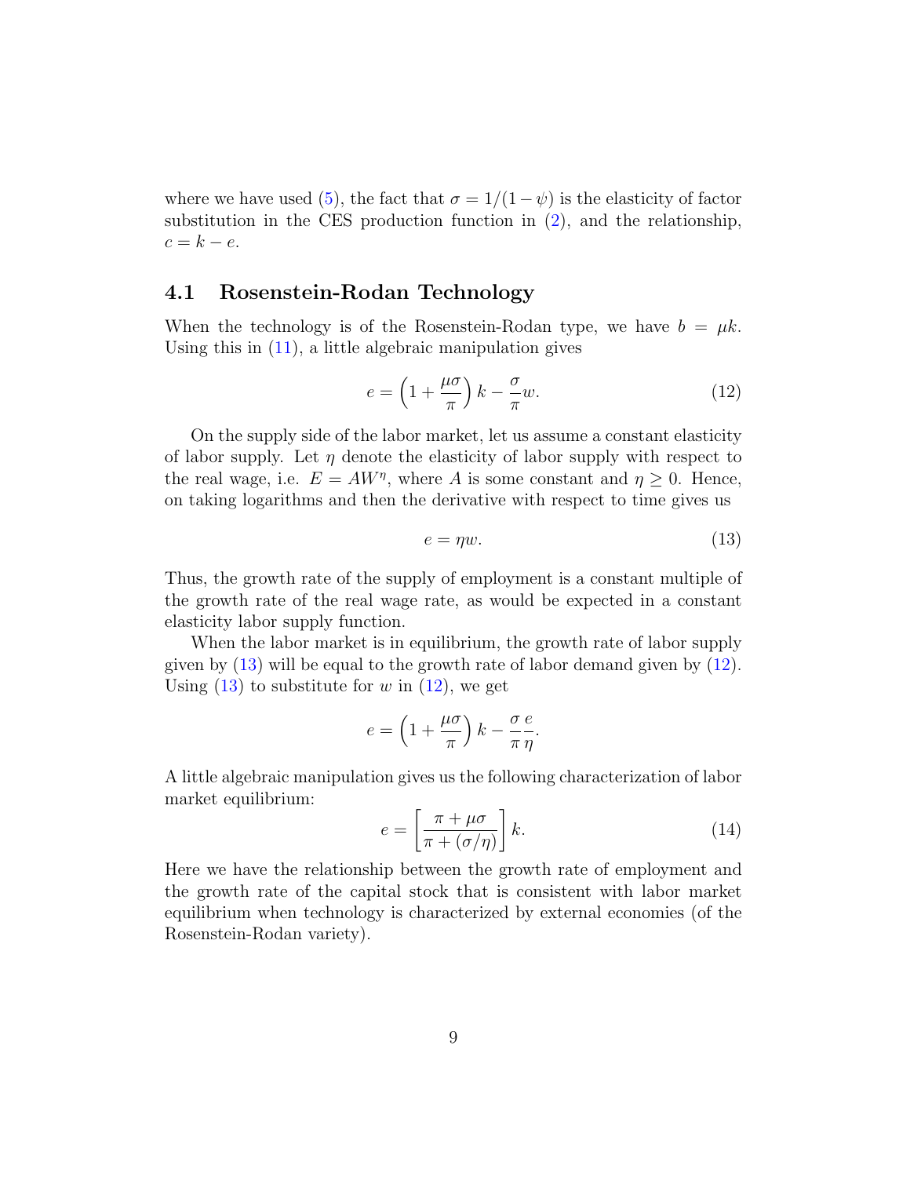where we have used (5), the fact that $\sigma = 1/(1-\psi)$ is the elasticity of factor substitution in the CES production function in (2), and the relationship, $c = k - e$.

## 4.1 Rosenstein-Rodan Technology

When the technology is of the Rosenstein-Rodan type, we have $b = \mu k$. Using this in (11), a little algebraic manipulation gives

$$e = \left(1 + \frac{\mu\sigma}{\pi}\right) k - \frac{\sigma}{\pi} w. \tag{12}$$

On the supply side of the labor market, let us assume a constant elasticity of labor supply. Let $\eta$ denote the elasticity of labor supply with respect to the real wage, i.e. $E = AW^{\eta}$, where $A$ is some constant and $\eta \geq 0$. Hence, on taking logarithms and then the derivative with respect to time gives us

$$e = \eta w. \tag{13}$$

Thus, the growth rate of the supply of employment is a constant multiple of the growth rate of the real wage rate, as would be expected in a constant elasticity labor supply function.

When the labor market is in equilibrium, the growth rate of labor supply given by (13) will be equal to the growth rate of labor demand given by (12). Using (13) to substitute for $w$ in (12), we get

$$e = \left(1 + \frac{\mu\sigma}{\pi}\right) k - \frac{\sigma}{\pi}\frac{e}{\eta}.$$

A little algebraic manipulation gives us the following characterization of labor market equilibrium:

$$e = \left[\frac{\pi + \mu\sigma}{\pi + (\sigma/\eta)}\right] k. \tag{14}$$

Here we have the relationship between the growth rate of employment and the growth rate of the capital stock that is consistent with labor market equilibrium when technology is characterized by external economies (of the Rosenstein-Rodan variety).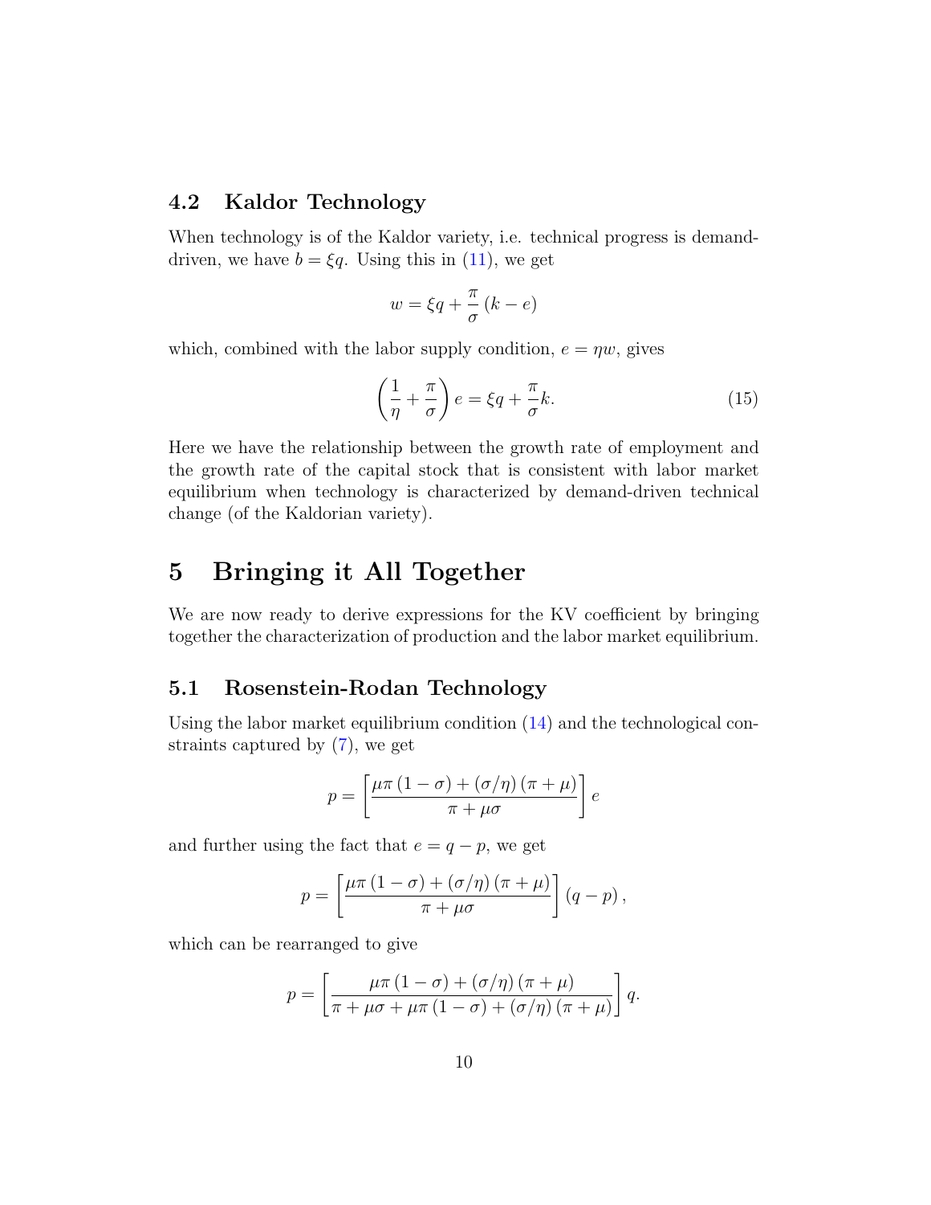### 4.2 Kaldor Technology

When technology is of the Kaldor variety, i.e. technical progress is demand-driven, we have $b = \xi q$. Using this in (11), we get

$$w = \xi q + \frac{\pi}{\sigma}(k - e)$$

which, combined with the labor supply condition, $e = \eta w$, gives

$$\left(\frac{1}{\eta} + \frac{\pi}{\sigma}\right) e = \xi q + \frac{\pi}{\sigma} k. \tag{15}$$

Here we have the relationship between the growth rate of employment and the growth rate of the capital stock that is consistent with labor market equilibrium when technology is characterized by demand-driven technical change (of the Kaldorian variety).

# 5 Bringing it All Together

We are now ready to derive expressions for the KV coefficient by bringing together the characterization of production and the labor market equilibrium.

## 5.1 Rosenstein-Rodan Technology

Using the labor market equilibrium condition (14) and the technological constraints captured by (7), we get

$$p = \left[\frac{\mu\pi(1-\sigma) + (\sigma/\eta)(\pi+\mu)}{\pi + \mu\sigma}\right] e$$

and further using the fact that $e = q - p$, we get

$$p = \left[\frac{\mu\pi(1-\sigma) + (\sigma/\eta)(\pi+\mu)}{\pi + \mu\sigma}\right](q - p),$$

which can be rearranged to give

$$p = \left[\frac{\mu\pi(1-\sigma) + (\sigma/\eta)(\pi+\mu)}{\pi + \mu\sigma + \mu\pi(1-\sigma) + (\sigma/\eta)(\pi+\mu)}\right] q.$$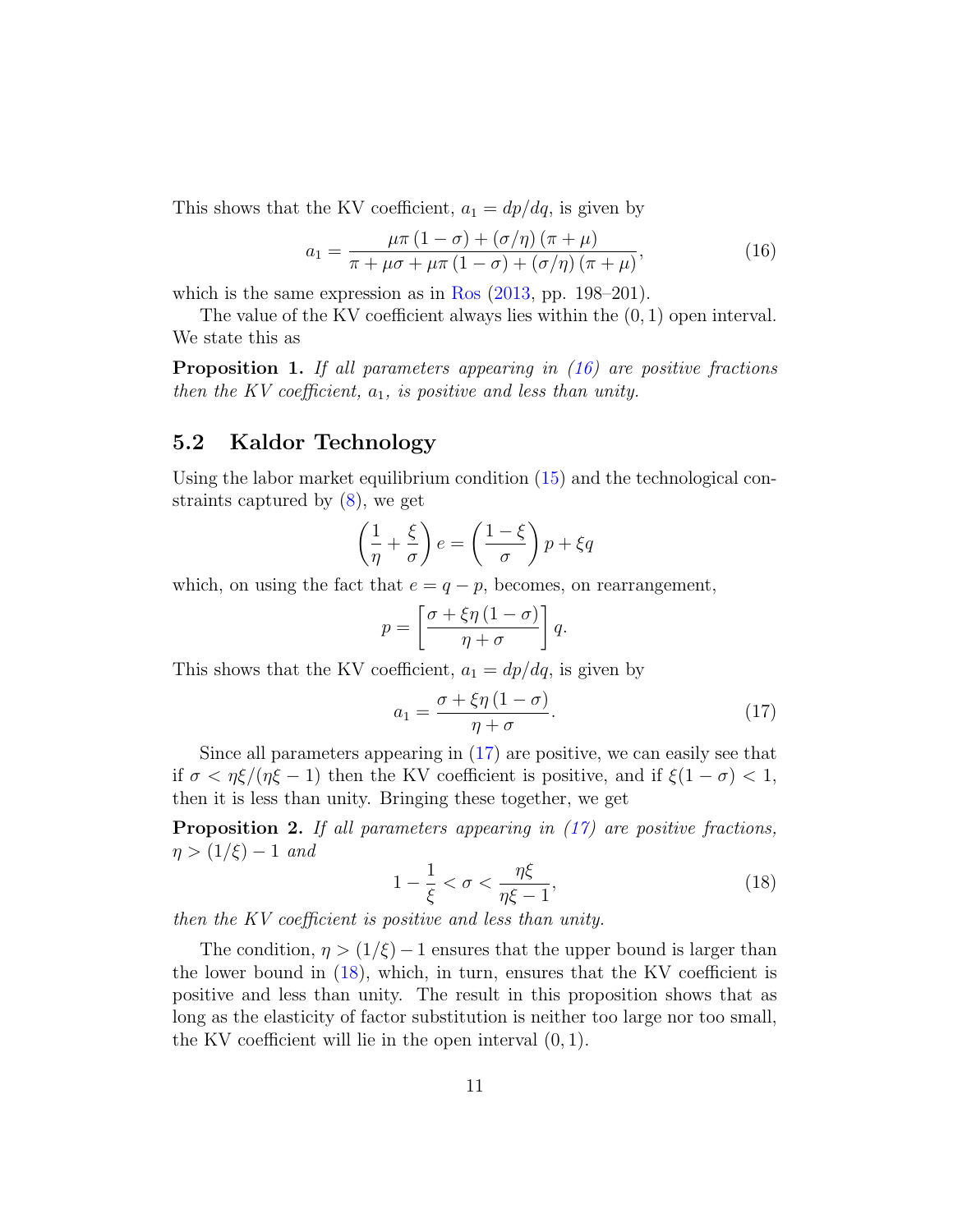This shows that the KV coefficient, $a_1 = dp/dq$, is given by

$$a_1 = \frac{\mu\pi(1-\sigma) + (\sigma/\eta)(\pi+\mu)}{\pi + \mu\sigma + \mu\pi(1-\sigma) + (\sigma/\eta)(\pi+\mu)}, \tag{16}$$

which is the same expression as in Ros (2013, pp. 198–201).

The value of the KV coefficient always lies within the $(0, 1)$ open interval. We state this as

**Proposition 1.** *If all parameters appearing in (16) are positive fractions then the KV coefficient, $a_1$, is positive and less than unity.*

## 5.2 Kaldor Technology

Using the labor market equilibrium condition (15) and the technological constraints captured by (8), we get

$$\left(\frac{1}{\eta} + \frac{\xi}{\sigma}\right) e = \left(\frac{1-\xi}{\sigma}\right) p + \xi q$$

which, on using the fact that $e = q - p$, becomes, on rearrangement,

$$p = \left[\frac{\sigma + \xi\eta(1-\sigma)}{\eta + \sigma}\right] q.$$

This shows that the KV coefficient, $a_1 = dp/dq$, is given by

$$a_1 = \frac{\sigma + \xi\eta(1-\sigma)}{\eta + \sigma}. \tag{17}$$

Since all parameters appearing in (17) are positive, we can easily see that if $\sigma < \eta\xi/(\eta\xi - 1)$ then the KV coefficient is positive, and if $\xi(1-\sigma) < 1$, then it is less than unity. Bringing these together, we get

**Proposition 2.** *If all parameters appearing in (17) are positive fractions, $\eta > (1/\xi) - 1$ and*

$$1 - \frac{1}{\xi} < \sigma < \frac{\eta\xi}{\eta\xi - 1}, \tag{18}$$

*then the KV coefficient is positive and less than unity.*

The condition, $\eta > (1/\xi) - 1$ ensures that the upper bound is larger than the lower bound in (18), which, in turn, ensures that the KV coefficient is positive and less than unity. The result in this proposition shows that as long as the elasticity of factor substitution is neither too large nor too small, the KV coefficient will lie in the open interval $(0, 1)$.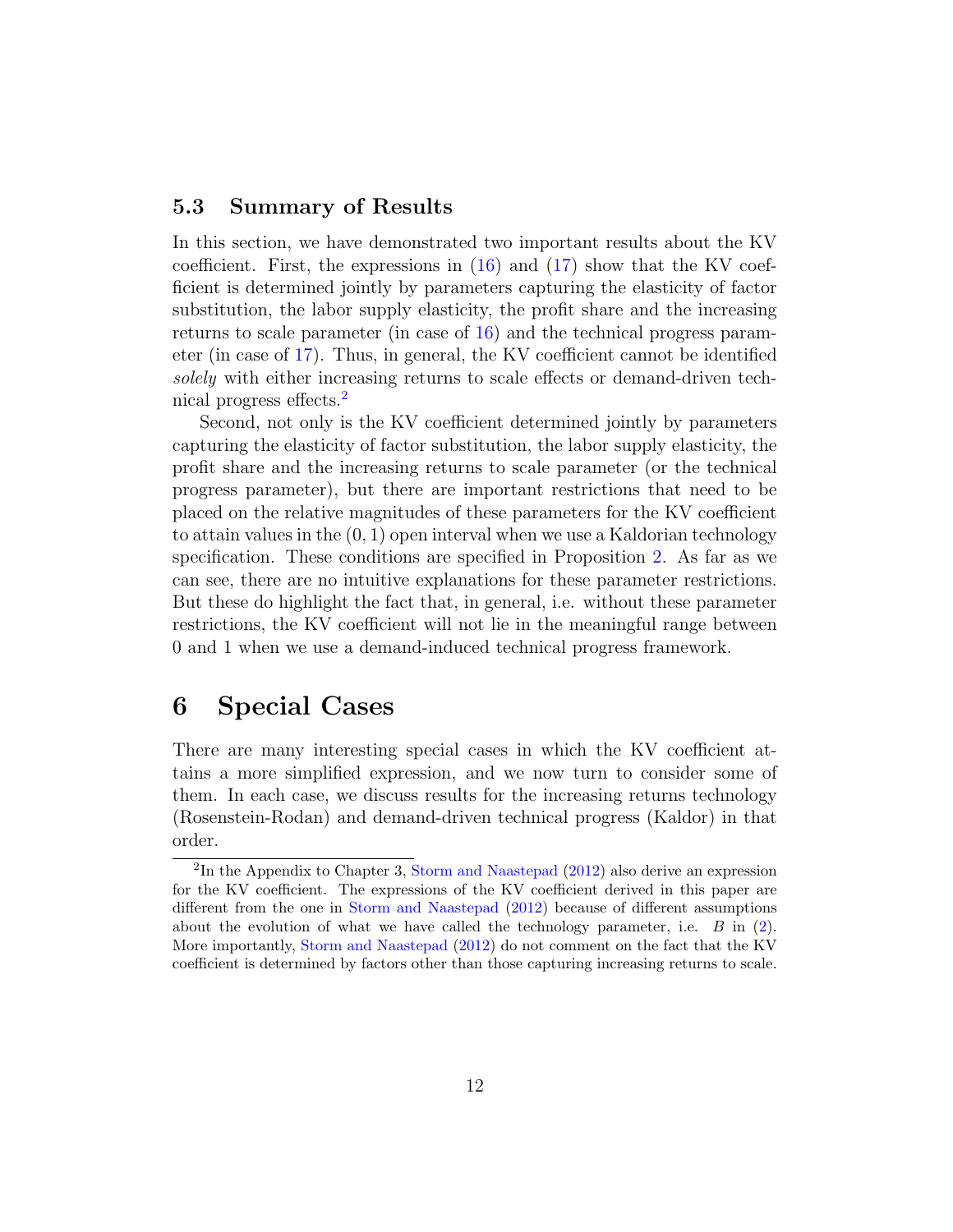### 5.3 Summary of Results

In this section, we have demonstrated two important results about the KV coefficient. First, the expressions in (16) and (17) show that the KV coefficient is determined jointly by parameters capturing the elasticity of factor substitution, the labor supply elasticity, the profit share and the increasing returns to scale parameter (in case of 16) and the technical progress parameter (in case of 17). Thus, in general, the KV coefficient cannot be identified *solely* with either increasing returns to scale effects or demand-driven technical progress effects.[2]

Second, not only is the KV coefficient determined jointly by parameters capturing the elasticity of factor substitution, the labor supply elasticity, the profit share and the increasing returns to scale parameter (or the technical progress parameter), but there are important restrictions that need to be placed on the relative magnitudes of these parameters for the KV coefficient to attain values in the $(0, 1)$ open interval when we use a Kaldorian technology specification. These conditions are specified in Proposition 2. As far as we can see, there are no intuitive explanations for these parameter restrictions. But these do highlight the fact that, in general, i.e. without these parameter restrictions, the KV coefficient will not lie in the meaningful range between 0 and 1 when we use a demand-induced technical progress framework.

# 6 Special Cases

There are many interesting special cases in which the KV coefficient attains a more simplified expression, and we now turn to consider some of them. In each case, we discuss results for the increasing returns technology (Rosenstein-Rodan) and demand-driven technical progress (Kaldor) in that order.

[2]In the Appendix to Chapter 3, Storm and Naastepad (2012) also derive an expression for the KV coefficient. The expressions of the KV coefficient derived in this paper are different from the one in Storm and Naastepad (2012) because of different assumptions about the evolution of what we have called the technology parameter, i.e. $B$ in (2). More importantly, Storm and Naastepad (2012) do not comment on the fact that the KV coefficient is determined by factors other than those capturing increasing returns to scale.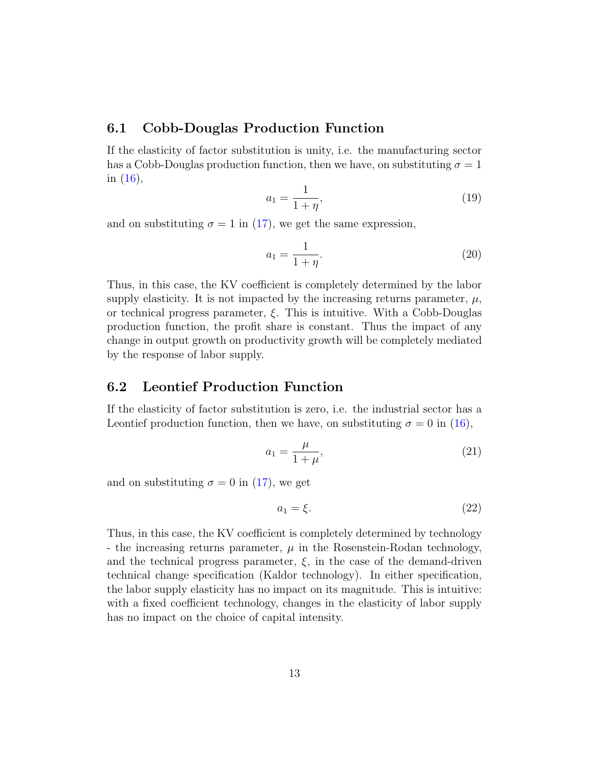### 6.1 Cobb-Douglas Production Function

If the elasticity of factor substitution is unity, i.e. the manufacturing sector has a Cobb-Douglas production function, then we have, on substituting $\sigma = 1$ in (16),

$$a_1 = \frac{1}{1+\eta}, \tag{19}$$

and on substituting $\sigma = 1$ in (17), we get the same expression,

$$a_1 = \frac{1}{1+\eta}. \tag{20}$$

Thus, in this case, the KV coefficient is completely determined by the labor supply elasticity. It is not impacted by the increasing returns parameter, $\mu$, or technical progress parameter, $\xi$. This is intuitive. With a Cobb-Douglas production function, the profit share is constant. Thus the impact of any change in output growth on productivity growth will be completely mediated by the response of labor supply.

### 6.2 Leontief Production Function

If the elasticity of factor substitution is zero, i.e. the industrial sector has a Leontief production function, then we have, on substituting $\sigma = 0$ in (16),

$$a_1 = \frac{\mu}{1+\mu}, \tag{21}$$

and on substituting $\sigma = 0$ in (17), we get

$$a_1 = \xi. \tag{22}$$

Thus, in this case, the KV coefficient is completely determined by technology - the increasing returns parameter, $\mu$ in the Rosenstein-Rodan technology, and the technical progress parameter, $\xi$, in the case of the demand-driven technical change specification (Kaldor technology). In either specification, the labor supply elasticity has no impact on its magnitude. This is intuitive: with a fixed coefficient technology, changes in the elasticity of labor supply has no impact on the choice of capital intensity.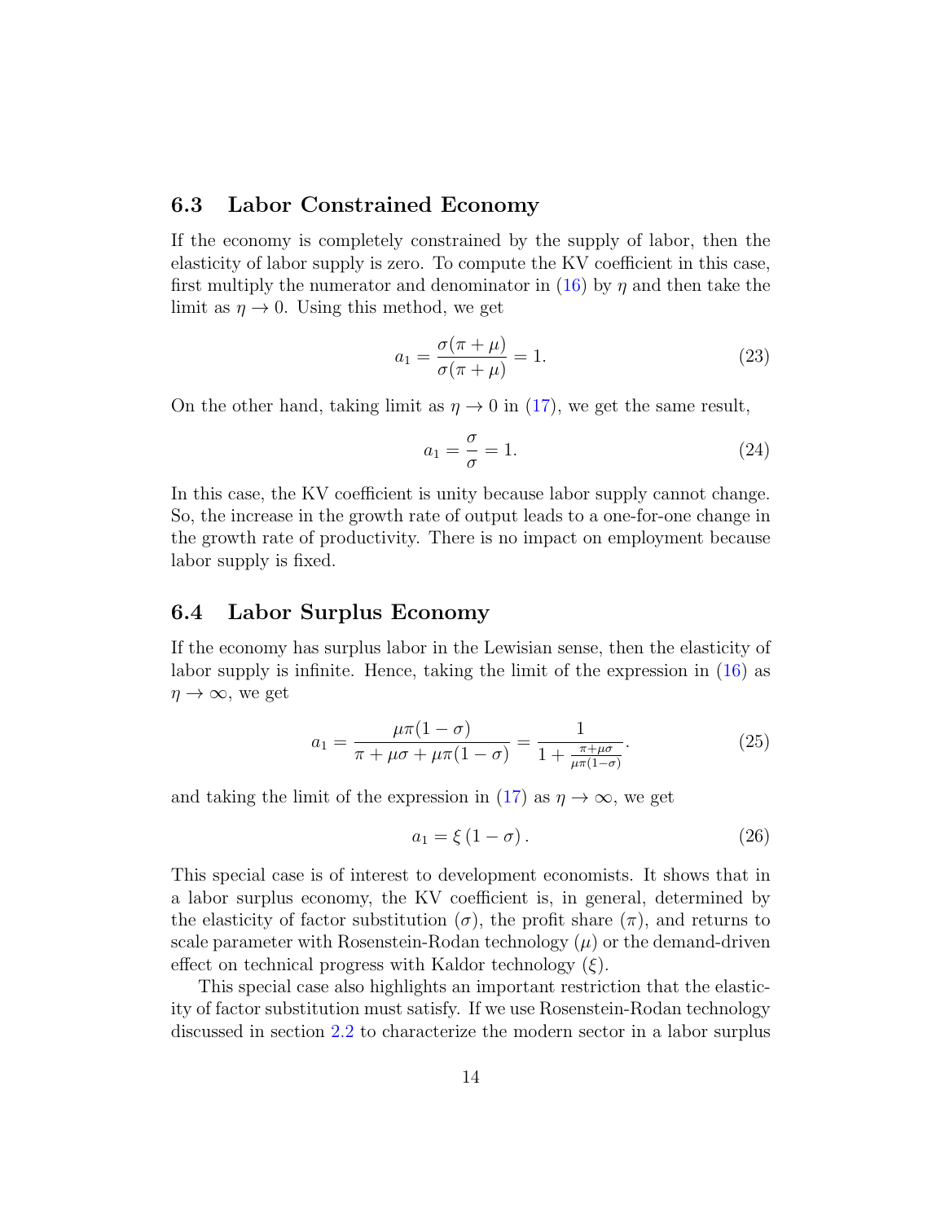### 6.3 Labor Constrained Economy

If the economy is completely constrained by the supply of labor, then the elasticity of labor supply is zero. To compute the KV coefficient in this case, first multiply the numerator and denominator in (16) by $\eta$ and then take the limit as $\eta \to 0$. Using this method, we get

$$a_1 = \frac{\sigma(\pi + \mu)}{\sigma(\pi + \mu)} = 1. \tag{23}$$

On the other hand, taking limit as $\eta \to 0$ in (17), we get the same result,

$$a_1 = \frac{\sigma}{\sigma} = 1. \tag{24}$$

In this case, the KV coefficient is unity because labor supply cannot change. So, the increase in the growth rate of output leads to a one-for-one change in the growth rate of productivity. There is no impact on employment because labor supply is fixed.

### 6.4 Labor Surplus Economy

If the economy has surplus labor in the Lewisian sense, then the elasticity of labor supply is infinite. Hence, taking the limit of the expression in (16) as $\eta \to \infty$, we get

$$a_1 = \frac{\mu\pi(1-\sigma)}{\pi + \mu\sigma + \mu\pi(1-\sigma)} = \frac{1}{1 + \frac{\pi + \mu\sigma}{\mu\pi(1-\sigma)}}. \tag{25}$$

and taking the limit of the expression in (17) as $\eta \to \infty$, we get

$$a_1 = \xi\left(1 - \sigma\right). \tag{26}$$

This special case is of interest to development economists. It shows that in a labor surplus economy, the KV coefficient is, in general, determined by the elasticity of factor substitution ($\sigma$), the profit share ($\pi$), and returns to scale parameter with Rosenstein-Rodan technology ($\mu$) or the demand-driven effect on technical progress with Kaldor technology ($\xi$).

This special case also highlights an important restriction that the elasticity of factor substitution must satisfy. If we use Rosenstein-Rodan technology discussed in section 2.2 to characterize the modern sector in a labor surplus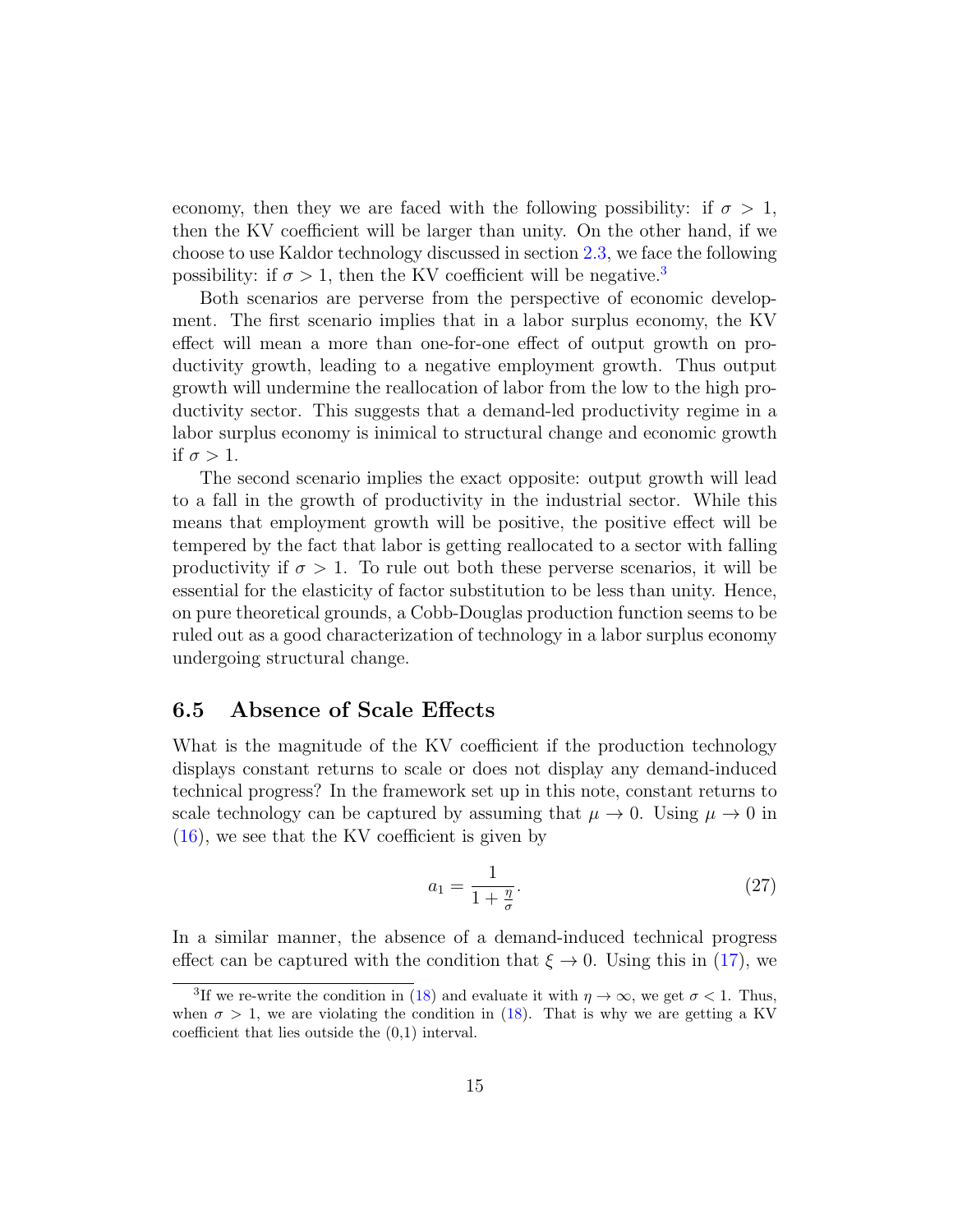economy, then they we are faced with the following possibility: if $\sigma > 1$, then the KV coefficient will be larger than unity. On the other hand, if we choose to use Kaldor technology discussed in section 2.3, we face the following possibility: if $\sigma > 1$, then the KV coefficient will be negative.[3]

Both scenarios are perverse from the perspective of economic development. The first scenario implies that in a labor surplus economy, the KV effect will mean a more than one-for-one effect of output growth on productivity growth, leading to a negative employment growth. Thus output growth will undermine the reallocation of labor from the low to the high productivity sector. This suggests that a demand-led productivity regime in a labor surplus economy is inimical to structural change and economic growth if $\sigma > 1$.

The second scenario implies the exact opposite: output growth will lead to a fall in the growth of productivity in the industrial sector. While this means that employment growth will be positive, the positive effect will be tempered by the fact that labor is getting reallocated to a sector with falling productivity if $\sigma > 1$. To rule out both these perverse scenarios, it will be essential for the elasticity of factor substitution to be less than unity. Hence, on pure theoretical grounds, a Cobb-Douglas production function seems to be ruled out as a good characterization of technology in a labor surplus economy undergoing structural change.

## 6.5 Absence of Scale Effects

What is the magnitude of the KV coefficient if the production technology displays constant returns to scale or does not display any demand-induced technical progress? In the framework set up in this note, constant returns to scale technology can be captured by assuming that $\mu \to 0$. Using $\mu \to 0$ in (16), we see that the KV coefficient is given by

$$a_1 = \frac{1}{1 + \frac{\eta}{\sigma}}. \tag{27}$$

In a similar manner, the absence of a demand-induced technical progress effect can be captured with the condition that $\xi \to 0$. Using this in (17), we

[3] If we re-write the condition in (18) and evaluate it with $\eta \to \infty$, we get $\sigma < 1$. Thus, when $\sigma > 1$, we are violating the condition in (18). That is why we are getting a KV coefficient that lies outside the (0,1) interval.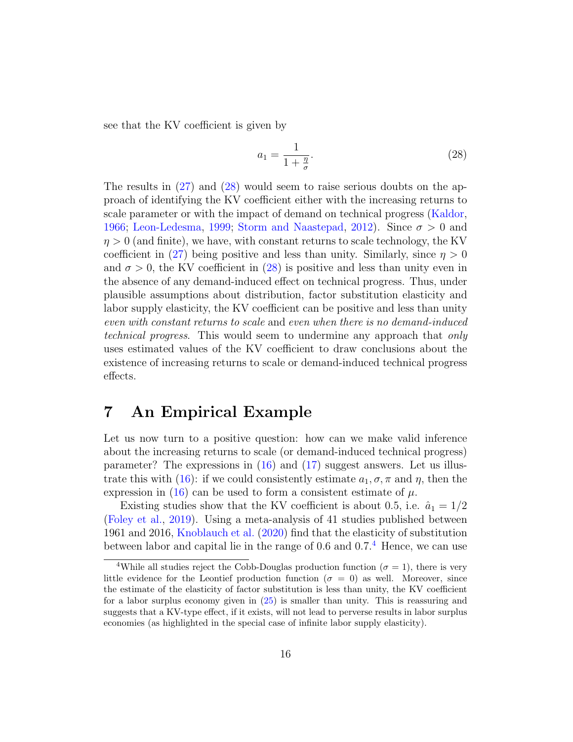see that the KV coefficient is given by

$$a_1 = \frac{1}{1 + \frac{\eta}{\sigma}}. \tag{28}$$

The results in (27) and (28) would seem to raise serious doubts on the approach of identifying the KV coefficient either with the increasing returns to scale parameter or with the impact of demand on technical progress (Kaldor, 1966; Leon-Ledesma, 1999; Storm and Naastepad, 2012). Since $\sigma > 0$ and $\eta > 0$ (and finite), we have, with constant returns to scale technology, the KV coefficient in (27) being positive and less than unity. Similarly, since $\eta > 0$ and $\sigma > 0$, the KV coefficient in (28) is positive and less than unity even in the absence of any demand-induced effect on technical progress. Thus, under plausible assumptions about distribution, factor substitution elasticity and labor supply elasticity, the KV coefficient can be positive and less than unity *even with constant returns to scale* and *even when there is no demand-induced technical progress*. This would seem to undermine any approach that *only* uses estimated values of the KV coefficient to draw conclusions about the existence of increasing returns to scale or demand-induced technical progress effects.

## 7 An Empirical Example

Let us now turn to a positive question: how can we make valid inference about the increasing returns to scale (or demand-induced technical progress) parameter? The expressions in (16) and (17) suggest answers. Let us illustrate this with (16): if we could consistently estimate $a_1, \sigma, \pi$ and $\eta$, then the expression in (16) can be used to form a consistent estimate of $\mu$.

Existing studies show that the KV coefficient is about 0.5, i.e. $\hat{a}_1 = 1/2$ (Foley et al., 2019). Using a meta-analysis of 41 studies published between 1961 and 2016, Knoblauch et al. (2020) find that the elasticity of substitution between labor and capital lie in the range of 0.6 and 0.7.[4] Hence, we can use

[4] While all studies reject the Cobb-Douglas production function ($\sigma = 1$), there is very little evidence for the Leontief production function ($\sigma = 0$) as well. Moreover, since the estimate of the elasticity of factor substitution is less than unity, the KV coefficient for a labor surplus economy given in (25) is smaller than unity. This is reassuring and suggests that a KV-type effect, if it exists, will not lead to perverse results in labor surplus economies (as highlighted in the special case of infinite labor supply elasticity).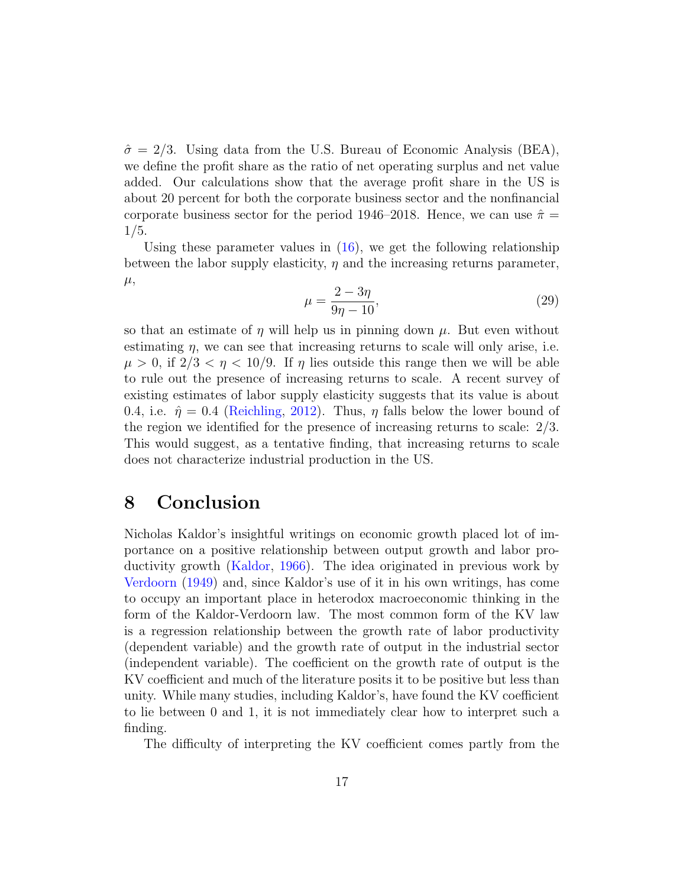$\hat{\sigma} = 2/3$. Using data from the U.S. Bureau of Economic Analysis (BEA), we define the profit share as the ratio of net operating surplus and net value added. Our calculations show that the average profit share in the US is about 20 percent for both the corporate business sector and the nonfinancial corporate business sector for the period 1946–2018. Hence, we can use $\hat{\pi} = 1/5$.

Using these parameter values in (16), we get the following relationship between the labor supply elasticity, $\eta$ and the increasing returns parameter, $\mu$,

$$\mu = \frac{2 - 3\eta}{9\eta - 10}, \tag{29}$$

so that an estimate of $\eta$ will help us in pinning down $\mu$. But even without estimating $\eta$, we can see that increasing returns to scale will only arise, i.e. $\mu > 0$, if $2/3 < \eta < 10/9$. If $\eta$ lies outside this range then we will be able to rule out the presence of increasing returns to scale. A recent survey of existing estimates of labor supply elasticity suggests that its value is about 0.4, i.e. $\hat{\eta} = 0.4$ (Reichling, 2012). Thus, $\eta$ falls below the lower bound of the region we identified for the presence of increasing returns to scale: 2/3. This would suggest, as a tentative finding, that increasing returns to scale does not characterize industrial production in the US.

# 8 Conclusion

Nicholas Kaldor's insightful writings on economic growth placed lot of importance on a positive relationship between output growth and labor productivity growth (Kaldor, 1966). The idea originated in previous work by Verdoorn (1949) and, since Kaldor's use of it in his own writings, has come to occupy an important place in heterodox macroeconomic thinking in the form of the Kaldor-Verdoorn law. The most common form of the KV law is a regression relationship between the growth rate of labor productivity (dependent variable) and the growth rate of output in the industrial sector (independent variable). The coefficient on the growth rate of output is the KV coefficient and much of the literature posits it to be positive but less than unity. While many studies, including Kaldor's, have found the KV coefficient to lie between 0 and 1, it is not immediately clear how to interpret such a finding.

The difficulty of interpreting the KV coefficient comes partly from the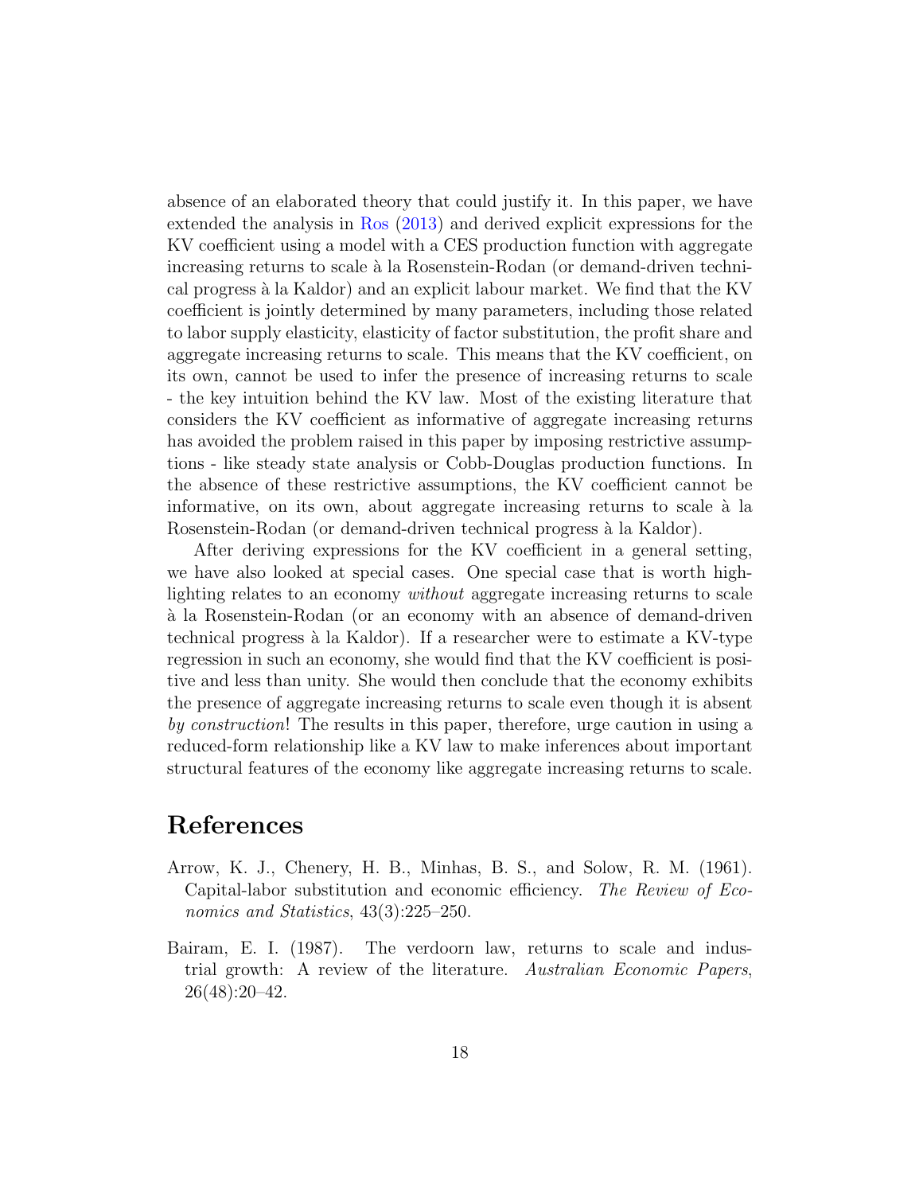absence of an elaborated theory that could justify it. In this paper, we have extended the analysis in Ros (2013) and derived explicit expressions for the KV coefficient using a model with a CES production function with aggregate increasing returns to scale à la Rosenstein-Rodan (or demand-driven technical progress à la Kaldor) and an explicit labour market. We find that the KV coefficient is jointly determined by many parameters, including those related to labor supply elasticity, elasticity of factor substitution, the profit share and aggregate increasing returns to scale. This means that the KV coefficient, on its own, cannot be used to infer the presence of increasing returns to scale - the key intuition behind the KV law. Most of the existing literature that considers the KV coefficient as informative of aggregate increasing returns has avoided the problem raised in this paper by imposing restrictive assumptions - like steady state analysis or Cobb-Douglas production functions. In the absence of these restrictive assumptions, the KV coefficient cannot be informative, on its own, about aggregate increasing returns to scale à la Rosenstein-Rodan (or demand-driven technical progress à la Kaldor).

After deriving expressions for the KV coefficient in a general setting, we have also looked at special cases. One special case that is worth highlighting relates to an economy *without* aggregate increasing returns to scale à la Rosenstein-Rodan (or an economy with an absence of demand-driven technical progress à la Kaldor). If a researcher were to estimate a KV-type regression in such an economy, she would find that the KV coefficient is positive and less than unity. She would then conclude that the economy exhibits the presence of aggregate increasing returns to scale even though it is absent *by construction*! The results in this paper, therefore, urge caution in using a reduced-form relationship like a KV law to make inferences about important structural features of the economy like aggregate increasing returns to scale.

# References

Arrow, K. J., Chenery, H. B., Minhas, B. S., and Solow, R. M. (1961). Capital-labor substitution and economic efficiency. *The Review of Economics and Statistics*, 43(3):225–250.

Bairam, E. I. (1987). The verdoorn law, returns to scale and industrial growth: A review of the literature. *Australian Economic Papers*, 26(48):20–42.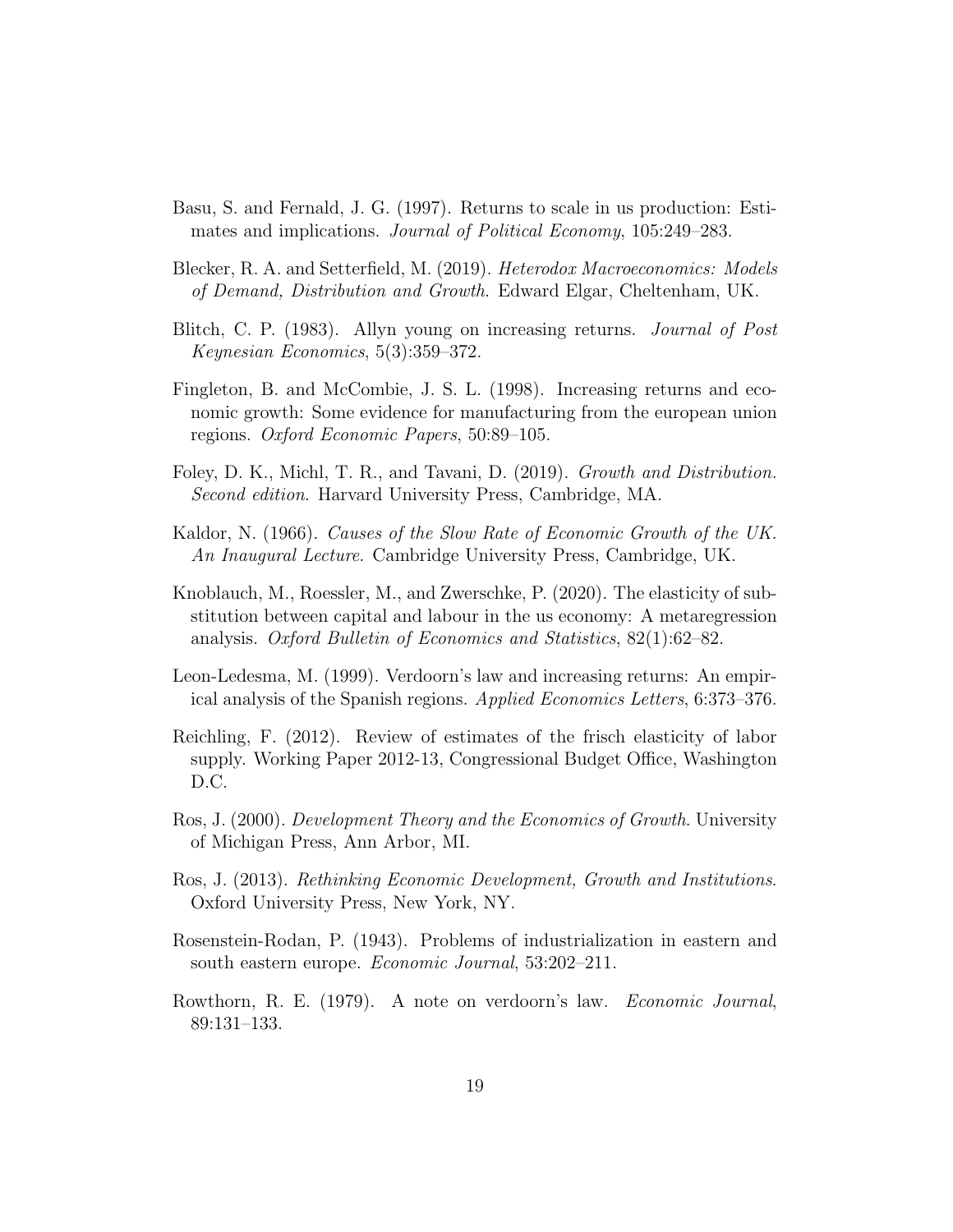Basu, S. and Fernald, J. G. (1997). Returns to scale in us production: Estimates and implications. *Journal of Political Economy*, 105:249–283.

Blecker, R. A. and Setterfield, M. (2019). *Heterodox Macroeconomics: Models of Demand, Distribution and Growth*. Edward Elgar, Cheltenham, UK.

Blitch, C. P. (1983). Allyn young on increasing returns. *Journal of Post Keynesian Economics*, 5(3):359–372.

Fingleton, B. and McCombie, J. S. L. (1998). Increasing returns and economic growth: Some evidence for manufacturing from the european union regions. *Oxford Economic Papers*, 50:89–105.

Foley, D. K., Michl, T. R., and Tavani, D. (2019). *Growth and Distribution. Second edition*. Harvard University Press, Cambridge, MA.

Kaldor, N. (1966). *Causes of the Slow Rate of Economic Growth of the UK. An Inaugural Lecture*. Cambridge University Press, Cambridge, UK.

Knoblauch, M., Roessler, M., and Zwerschke, P. (2020). The elasticity of substitution between capital and labour in the us economy: A metaregression analysis. *Oxford Bulletin of Economics and Statistics*, 82(1):62–82.

Leon-Ledesma, M. (1999). Verdoorn's law and increasing returns: An empirical analysis of the Spanish regions. *Applied Economics Letters*, 6:373–376.

Reichling, F. (2012). Review of estimates of the frisch elasticity of labor supply. Working Paper 2012-13, Congressional Budget Office, Washington D.C.

Ros, J. (2000). *Development Theory and the Economics of Growth*. University of Michigan Press, Ann Arbor, MI.

Ros, J. (2013). *Rethinking Economic Development, Growth and Institutions*. Oxford University Press, New York, NY.

Rosenstein-Rodan, P. (1943). Problems of industrialization in eastern and south eastern europe. *Economic Journal*, 53:202–211.

Rowthorn, R. E. (1979). A note on verdoorn's law. *Economic Journal*, 89:131–133.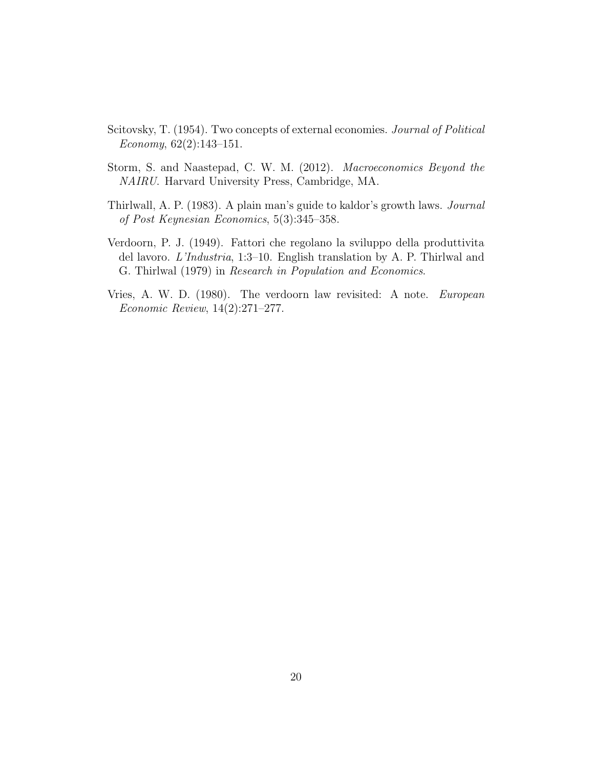Scitovsky, T. (1954). Two concepts of external economies. *Journal of Political Economy*, 62(2):143–151.

Storm, S. and Naastepad, C. W. M. (2012). *Macroeconomics Beyond the NAIRU*. Harvard University Press, Cambridge, MA.

Thirlwall, A. P. (1983). A plain man's guide to kaldor's growth laws. *Journal of Post Keynesian Economics*, 5(3):345–358.

Verdoorn, P. J. (1949). Fattori che regolano la sviluppo della produttivita del lavoro. *L'Industria*, 1:3–10. English translation by A. P. Thirlwal and G. Thirlwal (1979) in *Research in Population and Economics*.

Vries, A. W. D. (1980). The verdoorn law revisited: A note. *European Economic Review*, 14(2):271–277.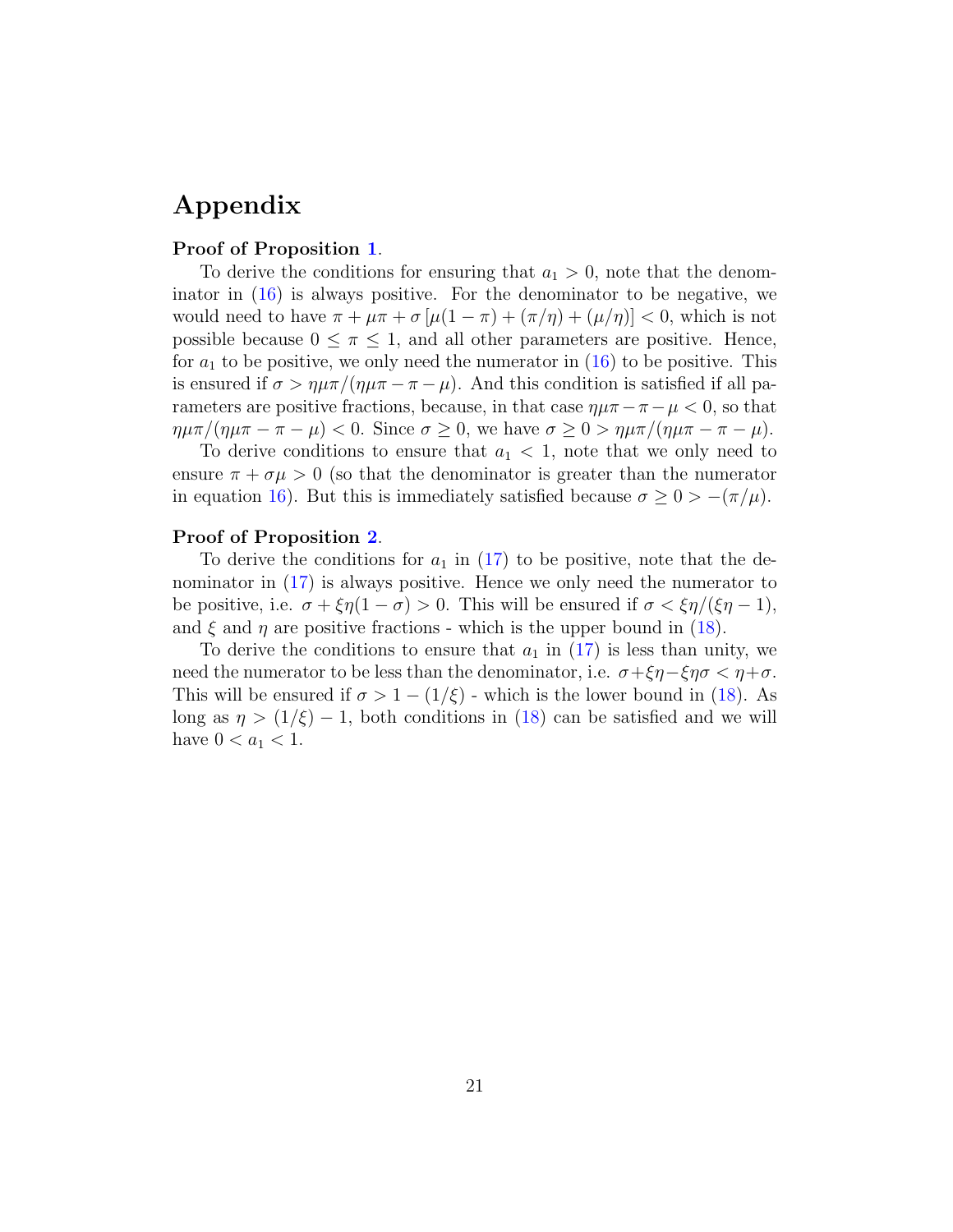# Appendix

**Proof of Proposition 1.**

To derive the conditions for ensuring that $a_1 > 0$, note that the denominator in (16) is always positive. For the denominator to be negative, we would need to have $\pi + \mu\pi + \sigma\left[\mu(1-\pi) + (\pi/\eta) + (\mu/\eta)\right] < 0$, which is not possible because $0 \leq \pi \leq 1$, and all other parameters are positive. Hence, for $a_1$ to be positive, we only need the numerator in (16) to be positive. This is ensured if $\sigma > \eta\mu\pi/(\eta\mu\pi - \pi - \mu)$. And this condition is satisfied if all parameters are positive fractions, because, in that case $\eta\mu\pi - \pi - \mu < 0$, so that $\eta\mu\pi/(\eta\mu\pi - \pi - \mu) < 0$. Since $\sigma \geq 0$, we have $\sigma \geq 0 > \eta\mu\pi/(\eta\mu\pi - \pi - \mu)$.

To derive conditions to ensure that $a_1 < 1$, note that we only need to ensure $\pi + \sigma\mu > 0$ (so that the denominator is greater than the numerator in equation 16). But this is immediately satisfied because $\sigma \geq 0 > -(\pi/\mu)$.

**Proof of Proposition 2.**

To derive the conditions for $a_1$ in (17) to be positive, note that the denominator in (17) is always positive. Hence we only need the numerator to be positive, i.e. $\sigma + \xi\eta(1-\sigma) > 0$. This will be ensured if $\sigma < \xi\eta/(\xi\eta - 1)$, and $\xi$ and $\eta$ are positive fractions - which is the upper bound in (18).

To derive the conditions to ensure that $a_1$ in (17) is less than unity, we need the numerator to be less than the denominator, i.e. $\sigma + \xi\eta - \xi\eta\sigma < \eta + \sigma$. This will be ensured if $\sigma > 1 - (1/\xi)$ - which is the lower bound in (18). As long as $\eta > (1/\xi) - 1$, both conditions in (18) can be satisfied and we will have $0 < a_1 < 1$.